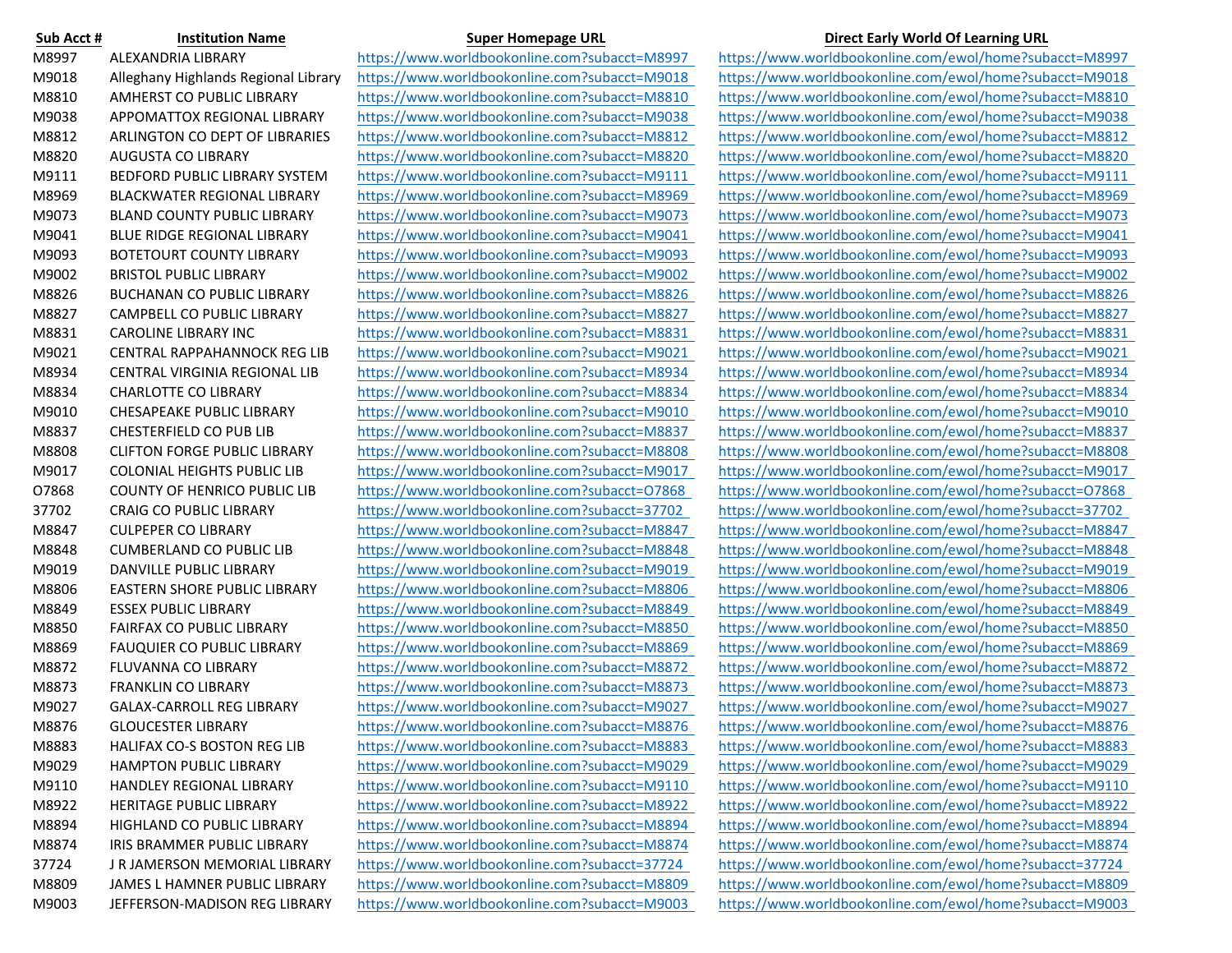| Sub Acct # | Institution Name | Super Homepage URL | Direct Early World Of Learning URL |
|---|---|---|---|
| M8997 | ALEXANDRIA LIBRARY | https://www.worldbookonline.com?subacct=M8997 | https://www.worldbookonline.com/ewol/home?subacct=M8997 |
| M9018 | Alleghany Highlands Regional Library | https://www.worldbookonline.com?subacct=M9018 | https://www.worldbookonline.com/ewol/home?subacct=M9018 |
| M8810 | AMHERST CO PUBLIC LIBRARY | https://www.worldbookonline.com?subacct=M8810 | https://www.worldbookonline.com/ewol/home?subacct=M8810 |
| M9038 | APPOMATTOX REGIONAL LIBRARY | https://www.worldbookonline.com?subacct=M9038 | https://www.worldbookonline.com/ewol/home?subacct=M9038 |
| M8812 | ARLINGTON CO DEPT OF LIBRARIES | https://www.worldbookonline.com?subacct=M8812 | https://www.worldbookonline.com/ewol/home?subacct=M8812 |
| M8820 | AUGUSTA CO LIBRARY | https://www.worldbookonline.com?subacct=M8820 | https://www.worldbookonline.com/ewol/home?subacct=M8820 |
| M9111 | BEDFORD PUBLIC LIBRARY SYSTEM | https://www.worldbookonline.com?subacct=M9111 | https://www.worldbookonline.com/ewol/home?subacct=M9111 |
| M8969 | BLACKWATER REGIONAL LIBRARY | https://www.worldbookonline.com?subacct=M8969 | https://www.worldbookonline.com/ewol/home?subacct=M8969 |
| M9073 | BLAND COUNTY PUBLIC LIBRARY | https://www.worldbookonline.com?subacct=M9073 | https://www.worldbookonline.com/ewol/home?subacct=M9073 |
| M9041 | BLUE RIDGE REGIONAL LIBRARY | https://www.worldbookonline.com?subacct=M9041 | https://www.worldbookonline.com/ewol/home?subacct=M9041 |
| M9093 | BOTETOURT COUNTY LIBRARY | https://www.worldbookonline.com?subacct=M9093 | https://www.worldbookonline.com/ewol/home?subacct=M9093 |
| M9002 | BRISTOL PUBLIC LIBRARY | https://www.worldbookonline.com?subacct=M9002 | https://www.worldbookonline.com/ewol/home?subacct=M9002 |
| M8826 | BUCHANAN CO PUBLIC LIBRARY | https://www.worldbookonline.com?subacct=M8826 | https://www.worldbookonline.com/ewol/home?subacct=M8826 |
| M8827 | CAMPBELL CO PUBLIC LIBRARY | https://www.worldbookonline.com?subacct=M8827 | https://www.worldbookonline.com/ewol/home?subacct=M8827 |
| M8831 | CAROLINE LIBRARY INC | https://www.worldbookonline.com?subacct=M8831 | https://www.worldbookonline.com/ewol/home?subacct=M8831 |
| M9021 | CENTRAL RAPPAHANNOCK REG LIB | https://www.worldbookonline.com?subacct=M9021 | https://www.worldbookonline.com/ewol/home?subacct=M9021 |
| M8934 | CENTRAL VIRGINIA REGIONAL LIB | https://www.worldbookonline.com?subacct=M8934 | https://www.worldbookonline.com/ewol/home?subacct=M8934 |
| M8834 | CHARLOTTE CO LIBRARY | https://www.worldbookonline.com?subacct=M8834 | https://www.worldbookonline.com/ewol/home?subacct=M8834 |
| M9010 | CHESAPEAKE PUBLIC LIBRARY | https://www.worldbookonline.com?subacct=M9010 | https://www.worldbookonline.com/ewol/home?subacct=M9010 |
| M8837 | CHESTERFIELD CO PUB LIB | https://www.worldbookonline.com?subacct=M8837 | https://www.worldbookonline.com/ewol/home?subacct=M8837 |
| M8808 | CLIFTON FORGE PUBLIC LIBRARY | https://www.worldbookonline.com?subacct=M8808 | https://www.worldbookonline.com/ewol/home?subacct=M8808 |
| M9017 | COLONIAL HEIGHTS PUBLIC LIB | https://www.worldbookonline.com?subacct=M9017 | https://www.worldbookonline.com/ewol/home?subacct=M9017 |
| O7868 | COUNTY OF HENRICO PUBLIC LIB | https://www.worldbookonline.com?subacct=O7868 | https://www.worldbookonline.com/ewol/home?subacct=O7868 |
| 37702 | CRAIG CO PUBLIC LIBRARY | https://www.worldbookonline.com?subacct=37702 | https://www.worldbookonline.com/ewol/home?subacct=37702 |
| M8847 | CULPEPER CO LIBRARY | https://www.worldbookonline.com?subacct=M8847 | https://www.worldbookonline.com/ewol/home?subacct=M8847 |
| M8848 | CUMBERLAND CO PUBLIC LIB | https://www.worldbookonline.com?subacct=M8848 | https://www.worldbookonline.com/ewol/home?subacct=M8848 |
| M9019 | DANVILLE PUBLIC LIBRARY | https://www.worldbookonline.com?subacct=M9019 | https://www.worldbookonline.com/ewol/home?subacct=M9019 |
| M8806 | EASTERN SHORE PUBLIC LIBRARY | https://www.worldbookonline.com?subacct=M8806 | https://www.worldbookonline.com/ewol/home?subacct=M8806 |
| M8849 | ESSEX PUBLIC LIBRARY | https://www.worldbookonline.com?subacct=M8849 | https://www.worldbookonline.com/ewol/home?subacct=M8849 |
| M8850 | FAIRFAX CO PUBLIC LIBRARY | https://www.worldbookonline.com?subacct=M8850 | https://www.worldbookonline.com/ewol/home?subacct=M8850 |
| M8869 | FAUQUIER CO PUBLIC LIBRARY | https://www.worldbookonline.com?subacct=M8869 | https://www.worldbookonline.com/ewol/home?subacct=M8869 |
| M8872 | FLUVANNA CO LIBRARY | https://www.worldbookonline.com?subacct=M8872 | https://www.worldbookonline.com/ewol/home?subacct=M8872 |
| M8873 | FRANKLIN CO LIBRARY | https://www.worldbookonline.com?subacct=M8873 | https://www.worldbookonline.com/ewol/home?subacct=M8873 |
| M9027 | GALAX-CARROLL REG LIBRARY | https://www.worldbookonline.com?subacct=M9027 | https://www.worldbookonline.com/ewol/home?subacct=M9027 |
| M8876 | GLOUCESTER LIBRARY | https://www.worldbookonline.com?subacct=M8876 | https://www.worldbookonline.com/ewol/home?subacct=M8876 |
| M8883 | HALIFAX CO-S BOSTON REG LIB | https://www.worldbookonline.com?subacct=M8883 | https://www.worldbookonline.com/ewol/home?subacct=M8883 |
| M9029 | HAMPTON PUBLIC LIBRARY | https://www.worldbookonline.com?subacct=M9029 | https://www.worldbookonline.com/ewol/home?subacct=M9029 |
| M9110 | HANDLEY REGIONAL LIBRARY | https://www.worldbookonline.com?subacct=M9110 | https://www.worldbookonline.com/ewol/home?subacct=M9110 |
| M8922 | HERITAGE PUBLIC LIBRARY | https://www.worldbookonline.com?subacct=M8922 | https://www.worldbookonline.com/ewol/home?subacct=M8922 |
| M8894 | HIGHLAND CO PUBLIC LIBRARY | https://www.worldbookonline.com?subacct=M8894 | https://www.worldbookonline.com/ewol/home?subacct=M8894 |
| M8874 | IRIS BRAMMER PUBLIC LIBRARY | https://www.worldbookonline.com?subacct=M8874 | https://www.worldbookonline.com/ewol/home?subacct=M8874 |
| 37724 | J R JAMERSON MEMORIAL LIBRARY | https://www.worldbookonline.com?subacct=37724 | https://www.worldbookonline.com/ewol/home?subacct=37724 |
| M8809 | JAMES L HAMNER PUBLIC LIBRARY | https://www.worldbookonline.com?subacct=M8809 | https://www.worldbookonline.com/ewol/home?subacct=M8809 |
| M9003 | JEFFERSON-MADISON REG LIBRARY | https://www.worldbookonline.com?subacct=M9003 | https://www.worldbookonline.com/ewol/home?subacct=M9003 |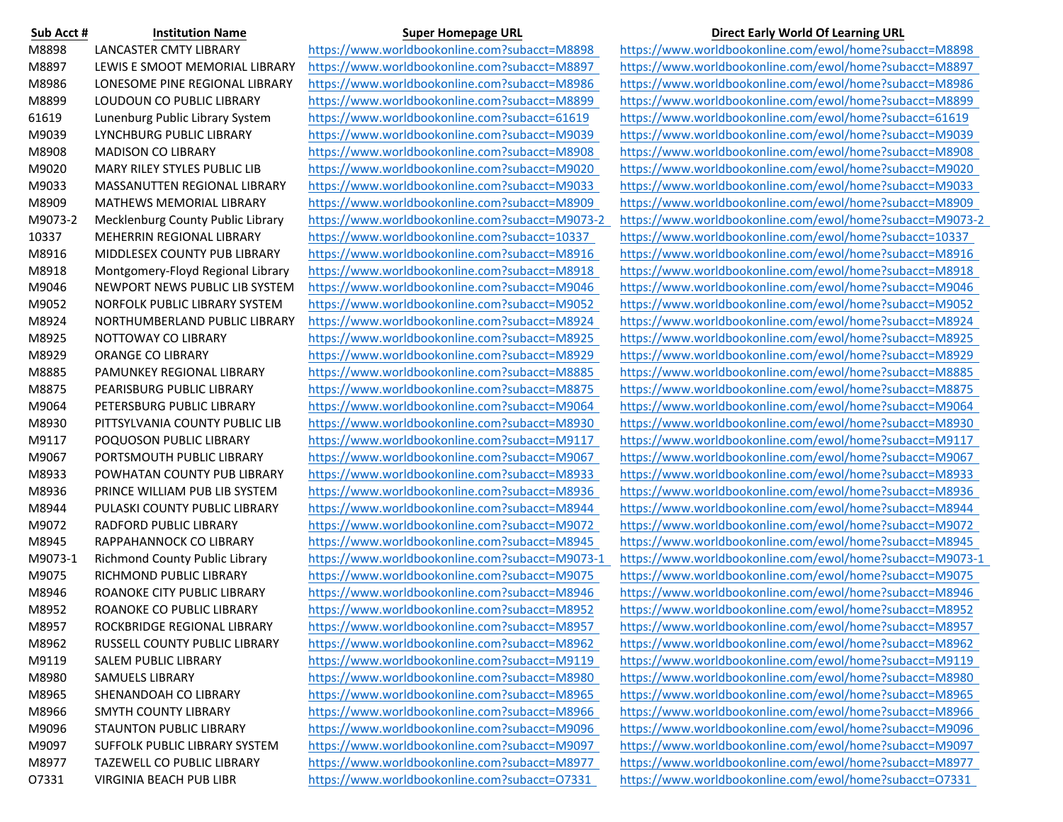| Sub Acct # | Institution Name | Super Homepage URL | Direct Early World Of Learning URL |
|---|---|---|---|
| M8898 | LANCASTER CMTY LIBRARY | https://www.worldbookonline.com?subacct=M8898 | https://www.worldbookonline.com/ewol/home?subacct=M8898 |
| M8897 | LEWIS E SMOOT MEMORIAL LIBRARY | https://www.worldbookonline.com?subacct=M8897 | https://www.worldbookonline.com/ewol/home?subacct=M8897 |
| M8986 | LONESOME PINE REGIONAL LIBRARY | https://www.worldbookonline.com?subacct=M8986 | https://www.worldbookonline.com/ewol/home?subacct=M8986 |
| M8899 | LOUDOUN CO PUBLIC LIBRARY | https://www.worldbookonline.com?subacct=M8899 | https://www.worldbookonline.com/ewol/home?subacct=M8899 |
| 61619 | Lunenburg Public Library System | https://www.worldbookonline.com?subacct=61619 | https://www.worldbookonline.com/ewol/home?subacct=61619 |
| M9039 | LYNCHBURG PUBLIC LIBRARY | https://www.worldbookonline.com?subacct=M9039 | https://www.worldbookonline.com/ewol/home?subacct=M9039 |
| M8908 | MADISON CO LIBRARY | https://www.worldbookonline.com?subacct=M8908 | https://www.worldbookonline.com/ewol/home?subacct=M8908 |
| M9020 | MARY RILEY STYLES PUBLIC LIB | https://www.worldbookonline.com?subacct=M9020 | https://www.worldbookonline.com/ewol/home?subacct=M9020 |
| M9033 | MASSANUTTEN REGIONAL LIBRARY | https://www.worldbookonline.com?subacct=M9033 | https://www.worldbookonline.com/ewol/home?subacct=M9033 |
| M8909 | MATHEWS MEMORIAL LIBRARY | https://www.worldbookonline.com?subacct=M8909 | https://www.worldbookonline.com/ewol/home?subacct=M8909 |
| M9073-2 | Mecklenburg County Public Library | https://www.worldbookonline.com?subacct=M9073-2 | https://www.worldbookonline.com/ewol/home?subacct=M9073-2 |
| 10337 | MEHERRIN REGIONAL LIBRARY | https://www.worldbookonline.com?subacct=10337 | https://www.worldbookonline.com/ewol/home?subacct=10337 |
| M8916 | MIDDLESEX COUNTY PUB LIBRARY | https://www.worldbookonline.com?subacct=M8916 | https://www.worldbookonline.com/ewol/home?subacct=M8916 |
| M8918 | Montgomery-Floyd Regional Library | https://www.worldbookonline.com?subacct=M8918 | https://www.worldbookonline.com/ewol/home?subacct=M8918 |
| M9046 | NEWPORT NEWS PUBLIC LIB SYSTEM | https://www.worldbookonline.com?subacct=M9046 | https://www.worldbookonline.com/ewol/home?subacct=M9046 |
| M9052 | NORFOLK PUBLIC LIBRARY SYSTEM | https://www.worldbookonline.com?subacct=M9052 | https://www.worldbookonline.com/ewol/home?subacct=M9052 |
| M8924 | NORTHUMBERLAND PUBLIC LIBRARY | https://www.worldbookonline.com?subacct=M8924 | https://www.worldbookonline.com/ewol/home?subacct=M8924 |
| M8925 | NOTTOWAY CO LIBRARY | https://www.worldbookonline.com?subacct=M8925 | https://www.worldbookonline.com/ewol/home?subacct=M8925 |
| M8929 | ORANGE CO LIBRARY | https://www.worldbookonline.com?subacct=M8929 | https://www.worldbookonline.com/ewol/home?subacct=M8929 |
| M8885 | PAMUNKEY REGIONAL LIBRARY | https://www.worldbookonline.com?subacct=M8885 | https://www.worldbookonline.com/ewol/home?subacct=M8885 |
| M8875 | PEARISBURG PUBLIC LIBRARY | https://www.worldbookonline.com?subacct=M8875 | https://www.worldbookonline.com/ewol/home?subacct=M8875 |
| M9064 | PETERSBURG PUBLIC LIBRARY | https://www.worldbookonline.com?subacct=M9064 | https://www.worldbookonline.com/ewol/home?subacct=M9064 |
| M8930 | PITTSYLVANIA COUNTY PUBLIC LIB | https://www.worldbookonline.com?subacct=M8930 | https://www.worldbookonline.com/ewol/home?subacct=M8930 |
| M9117 | POQUOSON PUBLIC LIBRARY | https://www.worldbookonline.com?subacct=M9117 | https://www.worldbookonline.com/ewol/home?subacct=M9117 |
| M9067 | PORTSMOUTH PUBLIC LIBRARY | https://www.worldbookonline.com?subacct=M9067 | https://www.worldbookonline.com/ewol/home?subacct=M9067 |
| M8933 | POWHATAN COUNTY PUB LIBRARY | https://www.worldbookonline.com?subacct=M8933 | https://www.worldbookonline.com/ewol/home?subacct=M8933 |
| M8936 | PRINCE WILLIAM PUB LIB SYSTEM | https://www.worldbookonline.com?subacct=M8936 | https://www.worldbookonline.com/ewol/home?subacct=M8936 |
| M8944 | PULASKI COUNTY PUBLIC LIBRARY | https://www.worldbookonline.com?subacct=M8944 | https://www.worldbookonline.com/ewol/home?subacct=M8944 |
| M9072 | RADFORD PUBLIC LIBRARY | https://www.worldbookonline.com?subacct=M9072 | https://www.worldbookonline.com/ewol/home?subacct=M9072 |
| M8945 | RAPPAHANNOCK CO LIBRARY | https://www.worldbookonline.com?subacct=M8945 | https://www.worldbookonline.com/ewol/home?subacct=M8945 |
| M9073-1 | Richmond County Public Library | https://www.worldbookonline.com?subacct=M9073-1 | https://www.worldbookonline.com/ewol/home?subacct=M9073-1 |
| M9075 | RICHMOND PUBLIC LIBRARY | https://www.worldbookonline.com?subacct=M9075 | https://www.worldbookonline.com/ewol/home?subacct=M9075 |
| M8946 | ROANOKE CITY PUBLIC LIBRARY | https://www.worldbookonline.com?subacct=M8946 | https://www.worldbookonline.com/ewol/home?subacct=M8946 |
| M8952 | ROANOKE CO PUBLIC LIBRARY | https://www.worldbookonline.com?subacct=M8952 | https://www.worldbookonline.com/ewol/home?subacct=M8952 |
| M8957 | ROCKBRIDGE REGIONAL LIBRARY | https://www.worldbookonline.com?subacct=M8957 | https://www.worldbookonline.com/ewol/home?subacct=M8957 |
| M8962 | RUSSELL COUNTY PUBLIC LIBRARY | https://www.worldbookonline.com?subacct=M8962 | https://www.worldbookonline.com/ewol/home?subacct=M8962 |
| M9119 | SALEM PUBLIC LIBRARY | https://www.worldbookonline.com?subacct=M9119 | https://www.worldbookonline.com/ewol/home?subacct=M9119 |
| M8980 | SAMUELS LIBRARY | https://www.worldbookonline.com?subacct=M8980 | https://www.worldbookonline.com/ewol/home?subacct=M8980 |
| M8965 | SHENANDOAH CO LIBRARY | https://www.worldbookonline.com?subacct=M8965 | https://www.worldbookonline.com/ewol/home?subacct=M8965 |
| M8966 | SMYTH COUNTY LIBRARY | https://www.worldbookonline.com?subacct=M8966 | https://www.worldbookonline.com/ewol/home?subacct=M8966 |
| M9096 | STAUNTON PUBLIC LIBRARY | https://www.worldbookonline.com?subacct=M9096 | https://www.worldbookonline.com/ewol/home?subacct=M9096 |
| M9097 | SUFFOLK PUBLIC LIBRARY SYSTEM | https://www.worldbookonline.com?subacct=M9097 | https://www.worldbookonline.com/ewol/home?subacct=M9097 |
| M8977 | TAZEWELL CO PUBLIC LIBRARY | https://www.worldbookonline.com?subacct=M8977 | https://www.worldbookonline.com/ewol/home?subacct=M8977 |
| O7331 | VIRGINIA BEACH PUB LIBR | https://www.worldbookonline.com?subacct=O7331 | https://www.worldbookonline.com/ewol/home?subacct=O7331 |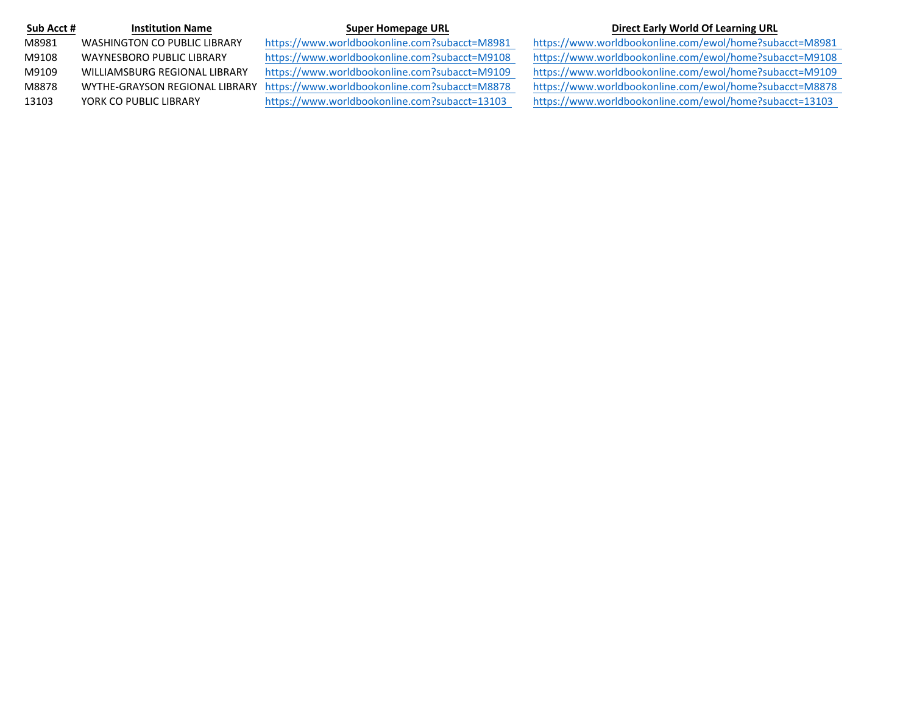| Sub Acct # | Institution Name | Super Homepage URL | Direct Early World Of Learning URL |
|---|---|---|---|
| M8981 | WASHINGTON CO PUBLIC LIBRARY | https://www.worldbookonline.com?subacct=M8981 | https://www.worldbookonline.com/ewol/home?subacct=M8981 |
| M9108 | WAYNESBORO PUBLIC LIBRARY | https://www.worldbookonline.com?subacct=M9108 | https://www.worldbookonline.com/ewol/home?subacct=M9108 |
| M9109 | WILLIAMSBURG REGIONAL LIBRARY | https://www.worldbookonline.com?subacct=M9109 | https://www.worldbookonline.com/ewol/home?subacct=M9109 |
| M8878 | WYTHE-GRAYSON REGIONAL LIBRARY | https://www.worldbookonline.com?subacct=M8878 | https://www.worldbookonline.com/ewol/home?subacct=M8878 |
| 13103 | YORK CO PUBLIC LIBRARY | https://www.worldbookonline.com?subacct=13103 | https://www.worldbookonline.com/ewol/home?subacct=13103 |